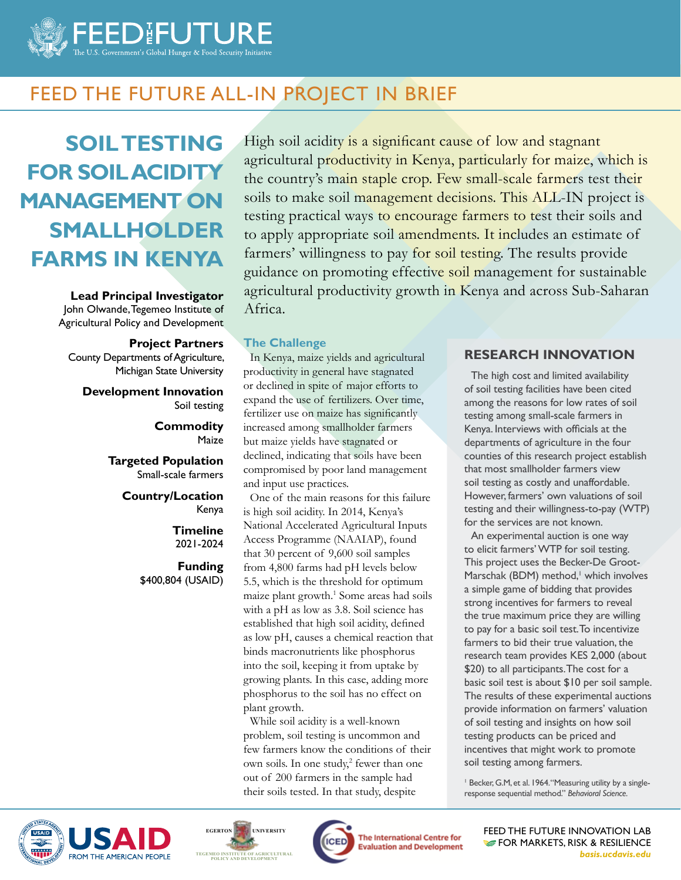# FEED THE FUTURE ALL-IN PROJECT IN BRIEF

# SOIL TESTING FOR SOIL ACIDITY MANAGEMENT ON SMALLHOLDER FARMS IN KENYA

**Lead Principal Investigator**
John Olwande, Tegemeo Institute of Agricultural Policy and Development

**Project Partners**
County Departments of Agriculture, Michigan State University

**Development Innovation**
Soil testing

**Commodity**
Maize

**Targeted Population**
Small-scale farmers

**Country/Location**
Kenya

**Timeline**
2021-2024

**Funding**
$400,804 (USAID)

High soil acidity is a significant cause of low and stagnant agricultural productivity in Kenya, particularly for maize, which is the country's main staple crop. Few small-scale farmers test their soils to make soil management decisions. This ALL-IN project is testing practical ways to encourage farmers to test their soils and to apply appropriate soil amendments. It includes an estimate of farmers' willingness to pay for soil testing. The results provide guidance on promoting effective soil management for sustainable agricultural productivity growth in Kenya and across Sub-Saharan Africa.

## The Challenge

In Kenya, maize yields and agricultural productivity in general have stagnated or declined in spite of major efforts to expand the use of fertilizers. Over time, fertilizer use on maize has significantly increased among smallholder farmers but maize yields have stagnated or declined, indicating that soils have been compromised by poor land management and input use practices.

One of the main reasons for this failure is high soil acidity. In 2014, Kenya's National Accelerated Agricultural Inputs Access Programme (NAAIAP), found that 30 percent of 9,600 soil samples from 4,800 farms had pH levels below 5.5, which is the threshold for optimum maize plant growth.[1] Some areas had soils with a pH as low as 3.8. Soil science has established that high soil acidity, defined as low pH, causes a chemical reaction that binds macronutrients like phosphorus into the soil, keeping it from uptake by growing plants. In this case, adding more phosphorus to the soil has no effect on plant growth.

While soil acidity is a well-known problem, soil testing is uncommon and few farmers know the conditions of their own soils. In one study,[2] fewer than one out of 200 farmers in the sample had their soils tested. In that study, despite

## RESEARCH INNOVATION

The high cost and limited availability of soil testing facilities have been cited among the reasons for low rates of soil testing among small-scale farmers in Kenya. Interviews with officials at the departments of agriculture in the four counties of this research project establish that most smallholder farmers view soil testing as costly and unaffordable. However, farmers' own valuations of soil testing and their willingness-to-pay (WTP) for the services are not known.

An experimental auction is one way to elicit farmers' WTP for soil testing. This project uses the Becker-De Groot-Marschak (BDM) method,[1] which involves a simple game of bidding that provides strong incentives for farmers to reveal the true maximum price they are willing to pay for a basic soil test. To incentivize farmers to bid their true valuation, the research team provides KES 2,000 (about $20) to all participants. The cost for a basic soil test is about $10 per soil sample. The results of these experimental auctions provide information on farmers' valuation of soil testing and insights on how soil testing products can be priced and incentives that might work to promote soil testing among farmers.

[1] Becker, G.M, et al. 1964. "Measuring utility by a single-response sequential method." *Behavioral Science.*

FEED THE FUTURE INNOVATION LAB FOR MARKETS, RISK & RESILIENCE
basis.ucdavis.edu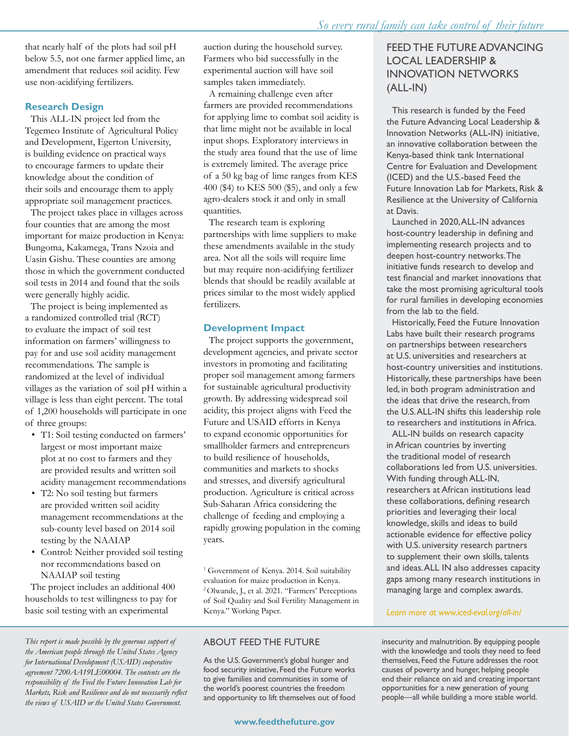that nearly half of the plots had soil pH below 5.5, not one farmer applied lime, an amendment that reduces soil acidity. Few use non-acidifying fertilizers.

## Research Design

This ALL-IN project led from the Tegemeo Institute of Agricultural Policy and Development, Egerton University, is building evidence on practical ways to encourage farmers to update their knowledge about the condition of their soils and encourage them to apply appropriate soil management practices.

The project takes place in villages across four counties that are among the most important for maize production in Kenya: Bungoma, Kakamega, Trans Nzoia and Uasin Gishu. These counties are among those in which the government conducted soil tests in 2014 and found that the soils were generally highly acidic.

The project is being implemented as a randomized controlled trial (RCT) to evaluate the impact of soil test information on farmers' willingness to pay for and use soil acidity management recommendations. The sample is randomized at the level of individual villages as the variation of soil pH within a village is less than eight percent. The total of 1,200 households will participate in one of three groups:

- T1: Soil testing conducted on farmers' largest or most important maize plot at no cost to farmers and they are provided results and written soil acidity management recommendations
- T2: No soil testing but farmers are provided written soil acidity management recommendations at the sub-county level based on 2014 soil testing by the NAAIAP
- Control: Neither provided soil testing nor recommendations based on NAAIAP soil testing

The project includes an additional 400 households to test willingness to pay for basic soil testing with an experimental auction during the household survey. Farmers who bid successfully in the experimental auction will have soil samples taken immediately.

A remaining challenge even after farmers are provided recommendations for applying lime to combat soil acidity is that lime might not be available in local input shops. Exploratory interviews in the study area found that the use of lime is extremely limited. The average price of a 50 kg bag of lime ranges from KES 400 ($4) to KES 500 ($5), and only a few agro-dealers stock it and only in small quantities.

The research team is exploring partnerships with lime suppliers to make these amendments available in the study area. Not all the soils will require lime but may require non-acidifying fertilizer blends that should be readily available at prices similar to the most widely applied fertilizers.

## Development Impact

The project supports the government, development agencies, and private sector investors in promoting and facilitating proper soil management among farmers for sustainable agricultural productivity growth. By addressing widespread soil acidity, this project aligns with Feed the Future and USAID efforts in Kenya to expand economic opportunities for smallholder farmers and entrepreneurs to build resilience of households, communities and markets to shocks and stresses, and diversify agricultural production. Agriculture is critical across Sub-Saharan Africa considering the challenge of feeding and employing a rapidly growing population in the coming years.

[1] Government of Kenya. 2014. Soil suitability evaluation for maize production in Kenya.
[2] Olwande, J., et al. 2021. "Farmers' Perceptions of Soil Quality and Soil Fertility Management in Kenya." Working Paper.

## FEED THE FUTURE ADVANCING LOCAL LEADERSHIP & INNOVATION NETWORKS (ALL-IN)

This research is funded by the Feed the Future Advancing Local Leadership & Innovation Networks (ALL-IN) initiative, an innovative collaboration between the Kenya-based think tank International Centre for Evaluation and Development (ICED) and the U.S.-based Feed the Future Innovation Lab for Markets, Risk & Resilience at the University of California at Davis.

Launched in 2020, ALL-IN advances host-country leadership in defining and implementing research projects and to deepen host-country networks. The initiative funds research to develop and test financial and market innovations that take the most promising agricultural tools for rural families in developing economies from the lab to the field.

Historically, Feed the Future Innovation Labs have built their research programs on partnerships between researchers at U.S. universities and researchers at host-country universities and institutions. Historically, these partnerships have been led, in both program administration and the ideas that drive the research, from the U.S. ALL-IN shifts this leadership role to researchers and institutions in Africa.

ALL-IN builds on research capacity in African countries by inverting the traditional model of research collaborations led from U.S. universities. With funding through ALL-IN, researchers at African institutions lead these collaborations, defining research priorities and leveraging their local knowledge, skills and ideas to build actionable evidence for effective policy with U.S. university research partners to supplement their own skills, talents and ideas. ALL IN also addresses capacity gaps among many research institutions in managing large and complex awards.

*Learn more at www.iced-eval.org/all-in/*

*This report is made possible by the generous support of the American people through the United States Agency for International Development (USAID) cooperative agreement 7200AA19LE00004. The contents are the responsibility of the Feed the Future Innovation Lab for Markets, Risk and Resilience and do not necessarily reflect the views of USAID or the United States Government.*

## ABOUT FEED THE FUTURE

As the U.S. Government's global hunger and food security initiative, Feed the Future works to give families and communities in some of the world's poorest countries the freedom and opportunity to lift themselves out of food insecurity and malnutrition. By equipping people with the knowledge and tools they need to feed themselves, Feed the Future addresses the root causes of poverty and hunger, helping people end their reliance on aid and creating important opportunities for a new generation of young people—all while building a more stable world.

**www.feedthefuture.gov**